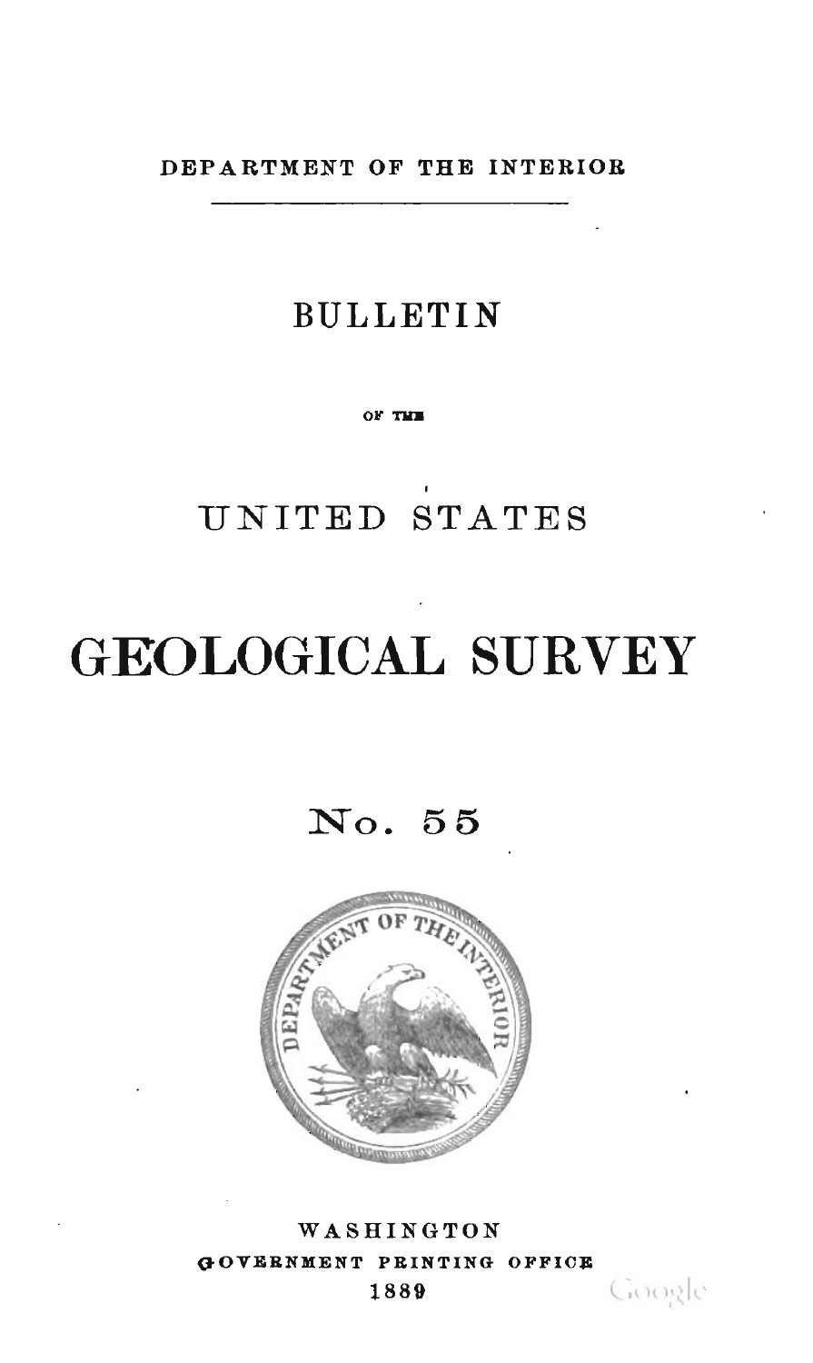DEPARTMENT OF THE INTERIOR

# BULLETIN

OF THE

# UNITED STATES

# GEOLOGICAL SURVEY

## No. 55

WASHINGTON
GOVERNMENT PRINTING OFFICE
1889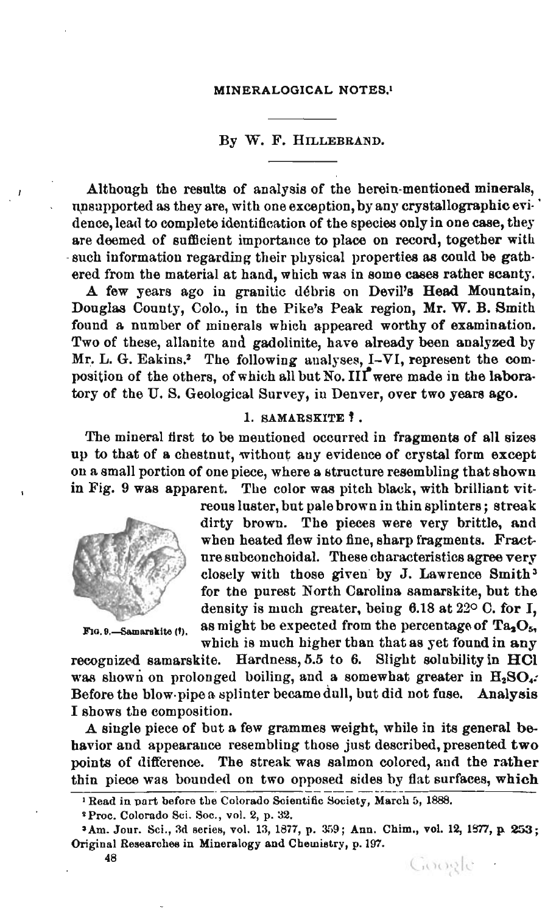## MINERALOGICAL NOTES.[1]

By W. F. Hillebrand.

Although the results of analysis of the herein-mentioned minerals, unsupported as they are, with one exception, by any crystallographic evidence, lead to complete identification of the species only in one case, they are deemed of sufficient importance to place on record, together with such information regarding their physical properties as could be gathered from the material at hand, which was in some cases rather scanty.

A few years ago in granitic débris on Devil's Head Mountain, Douglas County, Colo., in the Pike's Peak region, Mr. W. B. Smith found a number of minerals which appeared worthy of examination. Two of these, allanite and gadolinite, have already been analyzed by Mr. L. G. Eakins.[2] The following analyses, I–VI, represent the composition of the others, of which all but No. III were made in the laboratory of the U. S. Geological Survey, in Denver, over two years ago.

### 1. SAMARSKITE ?.

The mineral first to be mentioned occurred in fragments of all sizes up to that of a chestnut, without any evidence of crystal form except on a small portion of one piece, where a structure resembling that shown in Fig. 9 was apparent. The color was pitch black, with brilliant vitreous luster, but pale brown in thin splinters; streak dirty brown. The pieces were very brittle, and when heated flew into fine, sharp fragments. Fracture subconchoidal. These characteristics agree very closely with those given by J. Lawrence Smith[3] for the purest North Carolina samarskite, but the density is much greater, being 6.18 at 22° C. for I, as might be expected from the percentage of $Ta_2O_5$, which is much higher than that as yet found in any recognized samarskite. Hardness, 5.5 to 6. Slight solubility in HCl was shown on prolonged boiling, and a somewhat greater in $H_2SO_4$. Before the blow-pipe a splinter became dull, but did not fuse. Analysis I shows the composition.

Fig. 9.—Samarskite (?).

A single piece of but a few grammes weight, while in its general behavior and appearance resembling those just described, presented two points of difference. The streak was salmon colored, and the rather thin piece was bounded on two opposed sides by flat surfaces, which

[1] Read in part before the Colorado Scientific Society, March 5, 1888.

[2] Proc. Colorado Sci. Soc., vol. 2, p. 32.

[3] Am. Jour. Sci., 3d series, vol. 13, 1877, p. 359; Ann. Chim., vol. 12, 1877, p. 253; Original Researches in Mineralogy and Chemistry, p. 197.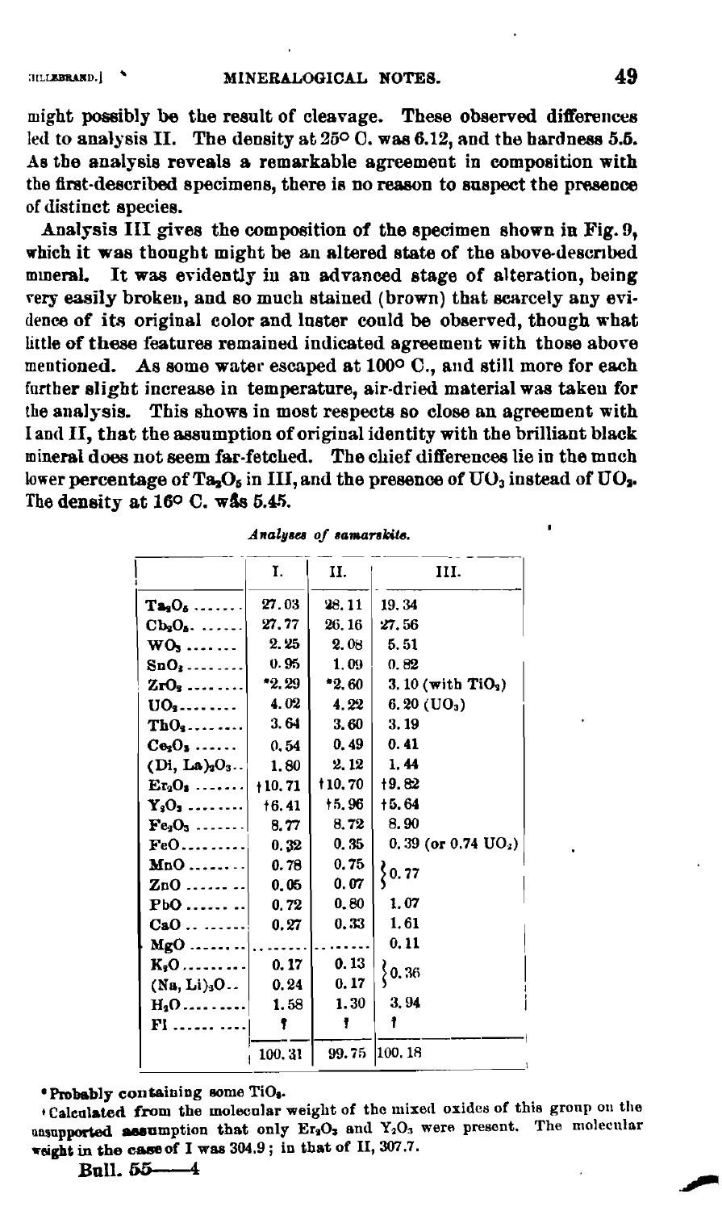might possibly be the result of cleavage. These observed differences led to analysis II. The density at 25° C. was 6.12, and the hardness 5.5. As the analysis reveals a remarkable agreement in composition with the first-described specimens, there is no reason to suspect the presence of distinct species.

Analysis III gives the composition of the specimen shown in Fig. 9, which it was thought might be an altered state of the above-described mineral. It was evidently in an advanced stage of alteration, being very easily broken, and so much stained (brown) that scarcely any evidence of its original color and luster could be observed, though what little of these features remained indicated agreement with those above mentioned. As some water escaped at 100° C., and still more for each further slight increase in temperature, air-dried material was taken for the analysis. This shows in most respects so close an agreement with I and II, that the assumption of original identity with the brilliant black mineral does not seem far-fetched. The chief differences lie in the much lower percentage of $Ta_2O_5$ in III, and the presence of $UO_3$ instead of $UO_2$. The density at 16° C. was 5.45.

*Analyses of samarskite.*

| | I. | II. | III. |
|---|---|---|---|
| $Ta_2O_5$ | 27.03 | 28.11 | 19.34 |
| $Cb_2O_5$ | 27.77 | 26.16 | 27.56 |
| $WO_3$ | 2.25 | 2.08 | 5.51 |
| $SnO_2$ | 0.95 | 1.09 | 0.82 |
| $ZrO_2$ | *2.29 | *2.60 | 3.10 (with $TiO_2$) |
| $UO_2$ | 4.02 | 4.22 | 6.20 ($UO_3$) |
| $ThO_2$ | 3.64 | 3.60 | 3.19 |
| $Ce_2O_3$ | 0.54 | 0.49 | 0.41 |
| $(Di, La)_2O_3$ | 1.80 | 2.12 | 1.44 |
| $Er_2O_3$ | †10.71 | †10.70 | †9.82 |
| $Y_2O_3$ | †6.41 | †5.96 | †5.64 |
| $Fe_2O_3$ | 8.77 | 8.72 | 8.90 |
| $FeO$ | 0.32 | 0.35 | 0.39 (or 0.74 $UO_2$) |
| $MnO$ | 0.78 | 0.75 | 0.77 (MnO + ZnO) |
| $ZnO$ | 0.05 | 0.07 | |
| $PbO$ | 0.72 | 0.80 | 1.07 |
| $CaO$ | 0.27 | 0.33 | 1.61 |
| $MgO$ | ....... | ....... | 0.11 |
| $K_2O$ | 0.17 | 0.13 | 0.36 ($K_2O$ + $(Na, Li)_2O$) |
| $(Na, Li)_2O$ | 0.24 | 0.17 | |
| $H_2O$ | 1.58 | 1.30 | 3.94 |
| Fl | ? | ? | ? |
| | 100.31 | 99.75 | 100.18 |

\* Probably containing some $TiO_2$.

† Calculated from the molecular weight of the mixed oxides of this group on the unsupported assumption that only $Er_2O_3$ and $Y_2O_3$ were present. The molecular weight in the case of I was 304.9; in that of II, 307.7.

Bull. 55——4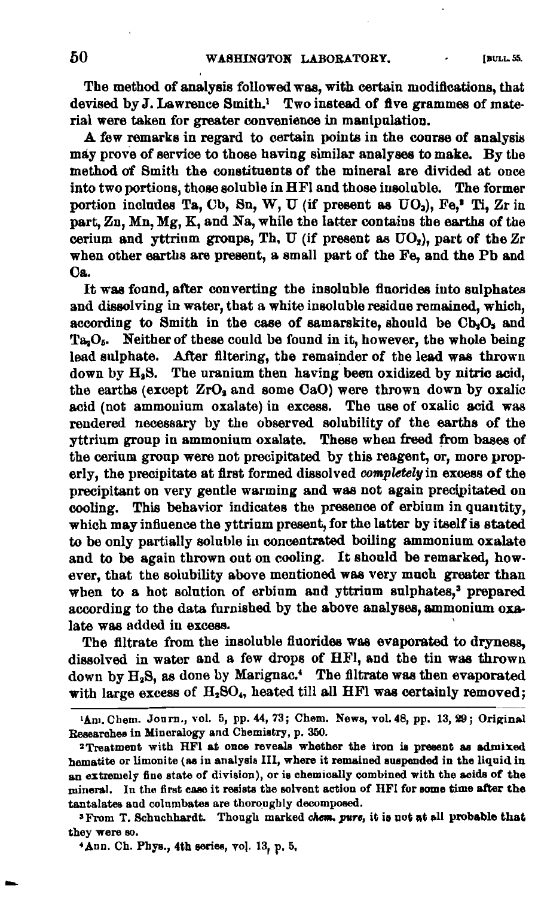The method of analysis followed was, with certain modifications, that devised by J. Lawrence Smith.[1] Two instead of five grammes of material were taken for greater convenience in manipulation.

A few remarks in regard to certain points in the course of analysis may prove of service to those having similar analyses to make. By the method of Smith the constituents of the mineral are divided at once into two portions, those soluble in HFl and those insoluble. The former portion includes Ta, Cb, Sn, W, U (if present as $UO_3$), Fe,[2] Ti, Zr in part, Zn, Mn, Mg, K, and Na, while the latter contains the earths of the cerium and yttrium groups, Th, U (if present as $UO_2$), part of the Zr when other earths are present, a small part of the Fe, and the Pb and Ca.

It was found, after converting the insoluble fluorides into sulphates and dissolving in water, that a white insoluble residue remained, which, according to Smith in the case of samarskite, should be $Cb_2O_5$ and $Ta_2O_5$. Neither of these could be found in it, however, the whole being lead sulphate. After filtering, the remainder of the lead was thrown down by $H_2S$. The uranium then having been oxidized by nitric acid, the earths (except $ZrO_2$ and some CaO) were thrown down by oxalic acid (not ammonium oxalate) in excess. The use of oxalic acid was rendered necessary by the observed solubility of the earths of the yttrium group in ammonium oxalate. These when freed from bases of the cerium group were not precipitated by this reagent, or, more properly, the precipitate at first formed dissolved *completely* in excess of the precipitant on very gentle warming and was not again precipitated on cooling. This behavior indicates the presence of erbium in quantity, which may influence the yttrium present, for the latter by itself is stated to be only partially soluble in concentrated boiling ammonium oxalate and to be again thrown out on cooling. It should be remarked, however, that the solubility above mentioned was very much greater than when to a hot solution of erbium and yttrium sulphates,[3] prepared according to the data furnished by the above analyses, ammonium oxalate was added in excess.

The filtrate from the insoluble fluorides was evaporated to dryness, dissolved in water and a few drops of HFl, and the tin was thrown down by $H_2S$, as done by Marignac.[4] The filtrate was then evaporated with large excess of $H_2SO_4$, heated till all HFl was certainly removed;

---

[1] Am. Chem. Journ., vol. 5, pp. 44, 73; Chem. News, vol. 48, pp. 13, 29; Original Researches in Mineralogy and Chemistry, p. 350.

[2] Treatment with HFl at once reveals whether the iron is present as admixed hematite or limonite (as in analysis III, where it remained suspended in the liquid in an extremely fine state of division), or is chemically combined with the acids of the mineral. In the first case it resists the solvent action of HFl for some time after the tantalates and columbates are thoroughly decomposed.

[3] From T. Schuchhardt. Though marked *chem. pure*, it is not at all probable that they were so.

[4] Ann. Ch. Phys., 4th series, vol. 13, p. 5.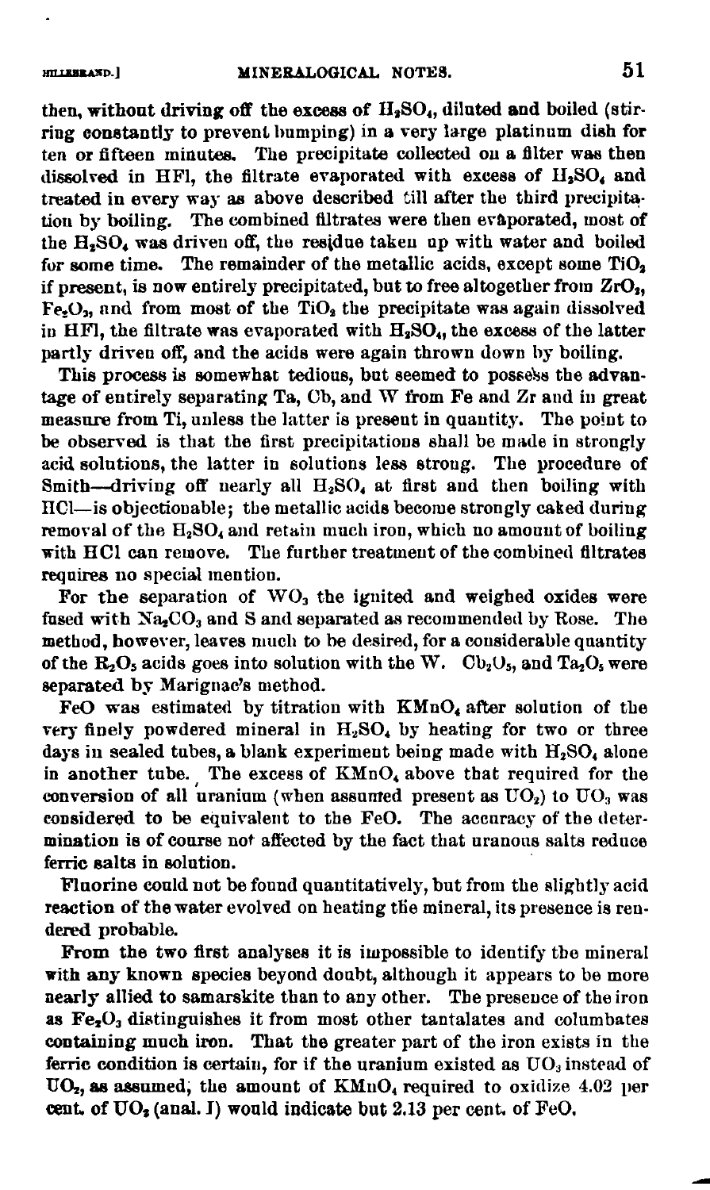then, without driving off the excess of $H_2SO_4$, diluted and boiled (stirring constantly to prevent bumping) in a very large platinum dish for ten or fifteen minutes. The precipitate collected on a filter was then dissolved in HFl, the filtrate evaporated with excess of $H_2SO_4$ and treated in every way as above described till after the third precipitation by boiling. The combined filtrates were then evaporated, most of the $H_2SO_4$ was driven off, the residue taken up with water and boiled for some time. The remainder of the metallic acids, except some $TiO_2$ if present, is now entirely precipitated, but to free altogether from $ZrO_2$, $Fe_2O_3$, and from most of the $TiO_2$ the precipitate was again dissolved in HFl, the filtrate was evaporated with $H_2SO_4$, the excess of the latter partly driven off, and the acids were again thrown down by boiling.

This process is somewhat tedious, but seemed to possess the advantage of entirely separating Ta, Cb, and W from Fe and Zr and in great measure from Ti, unless the latter is present in quantity. The point to be observed is that the first precipitations shall be made in strongly acid solutions, the latter in solutions less strong. The procedure of Smith—driving off nearly all $H_2SO_4$ at first and then boiling with HCl—is objectionable; the metallic acids become strongly caked during removal of the $H_2SO_4$ and retain much iron, which no amount of boiling with HCl can remove. The further treatment of the combined filtrates requires no special mention.

For the separation of $WO_3$ the ignited and weighed oxides were fused with $Na_2CO_3$ and S and separated as recommended by Rose. The method, however, leaves much to be desired, for a considerable quantity of the $R_2O_5$ acids goes into solution with the W. $Cb_2O_5$, and $Ta_2O_5$ were separated by Marignac's method.

FeO was estimated by titration with $KMnO_4$ after solution of the very finely powdered mineral in $H_2SO_4$ by heating for two or three days in sealed tubes, a blank experiment being made with $H_2SO_4$ alone in another tube. The excess of $KMnO_4$ above that required for the conversion of all uranium (when assumed present as $UO_2$) to $UO_3$ was considered to be equivalent to the FeO. The accuracy of the determination is of course not affected by the fact that uranous salts reduce ferric salts in solution.

Fluorine could not be found quantitatively, but from the slightly acid reaction of the water evolved on heating the mineral, its presence is rendered probable.

From the two first analyses it is impossible to identify the mineral with any known species beyond doubt, although it appears to be more nearly allied to samarskite than to any other. The presence of the iron as $Fe_2O_3$ distinguishes it from most other tantalates and columbates containing much iron. That the greater part of the iron exists in the ferric condition is certain, for if the uranium existed as $UO_3$ instead of $UO_2$, as assumed, the amount of $KMnO_4$ required to oxidize 4.02 per cent. of $UO_2$ (anal. I) would indicate but 2.13 per cent. of FeO.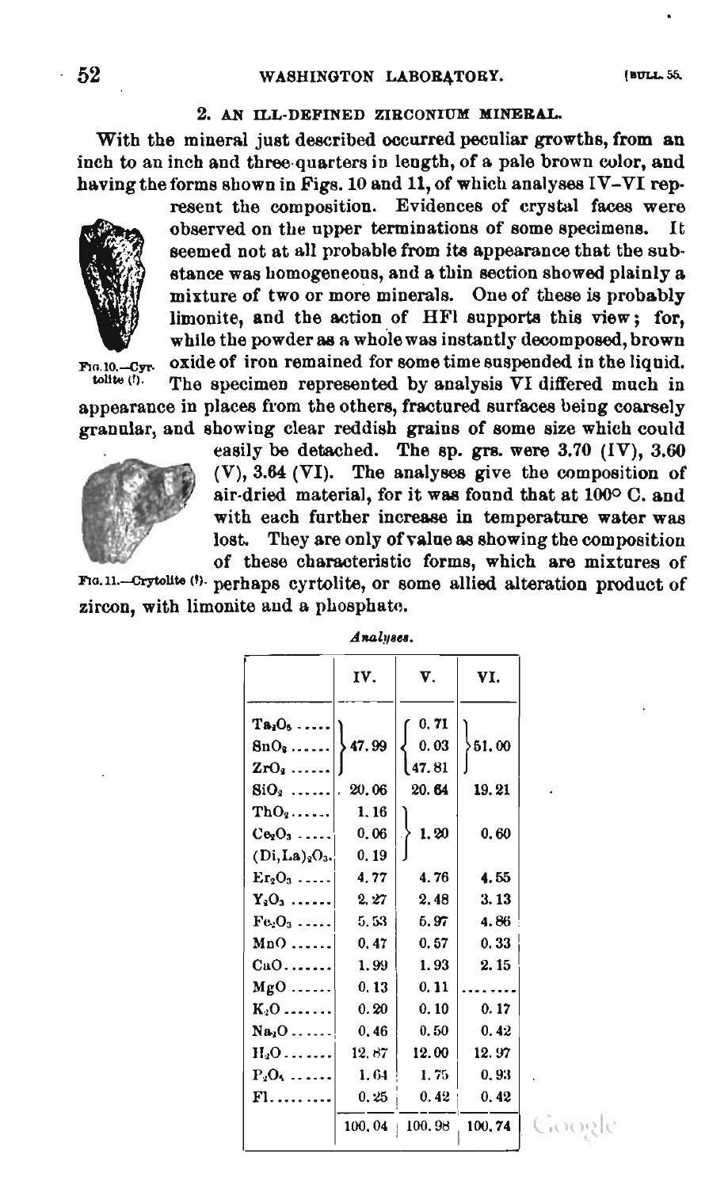## 2. AN ILL-DEFINED ZIRCONIUM MINERAL.

With the mineral just described occurred peculiar growths, from an inch to an inch and three-quarters in length, of a pale brown color, and having the forms shown in Figs. 10 and 11, of which analyses IV–VI represent the composition. Evidences of crystal faces were observed on the upper terminations of some specimens. It seemed not at all probable from its appearance that the substance was homogeneous, and a thin section showed plainly a mixture of two or more minerals. One of these is probably limonite, and the action of HFl supports this view; for, while the powder as a whole was instantly decomposed, brown oxide of iron remained for some time suspended in the liquid. The specimen represented by analysis VI differed much in appearance in places from the others, fractured surfaces being coarsely granular, and showing clear reddish grains of some size which could easily be detached. The sp. grs. were 3.70 (IV), 3.60 (V), 3.64 (VI). The analyses give the composition of air-dried material, for it was found that at 100° C. and with each further increase in temperature water was lost. They are only of value as showing the composition of these characteristic forms, which are mixtures of perhaps cyrtolite, or some allied alteration product of zircon, with limonite and a phosphate.

FIG. 10.—Cyrtolite (?).

FIG. 11.—Crytolite (?).

*Analyses.*

| | IV. | V. | VI. |
|---|---|---|---|
| $Ta_2O_5$ | 47.99 | 0.71 | 51.00 |
| $SnO_2$ | | 0.03 | |
| $ZrO_2$ | | 47.81 | |
| $SiO_2$ | 20.06 | 20.64 | 19.21 |
| $ThO_2$ | 1.16 | 1.20 | 0.60 |
| $Ce_2O_3$ | 0.06 | | |
| $(Di,La)_2O_3$ | 0.19 | | |
| $Er_2O_3$ | 4.77 | 4.76 | 4.55 |
| $Y_2O_3$ | 2.27 | 2.48 | 3.13 |
| $Fe_2O_3$ | 5.53 | 5.97 | 4.86 |
| MnO | 0.47 | 0.57 | 0.33 |
| CaO | 1.99 | 1.93 | 2.15 |
| MgO | 0.13 | 0.11 | ........ |
| $K_2O$ | 0.20 | 0.10 | 0.17 |
| $Na_2O$ | 0.46 | 0.50 | 0.42 |
| $H_2O$ | 12.87 | 12.00 | 12.97 |
| $P_2O_5$ | 1.64 | 1.75 | 0.93 |
| Fl | 0.25 | 0.42 | 0.42 |
| | 100.04 | 100.98 | 100.74 |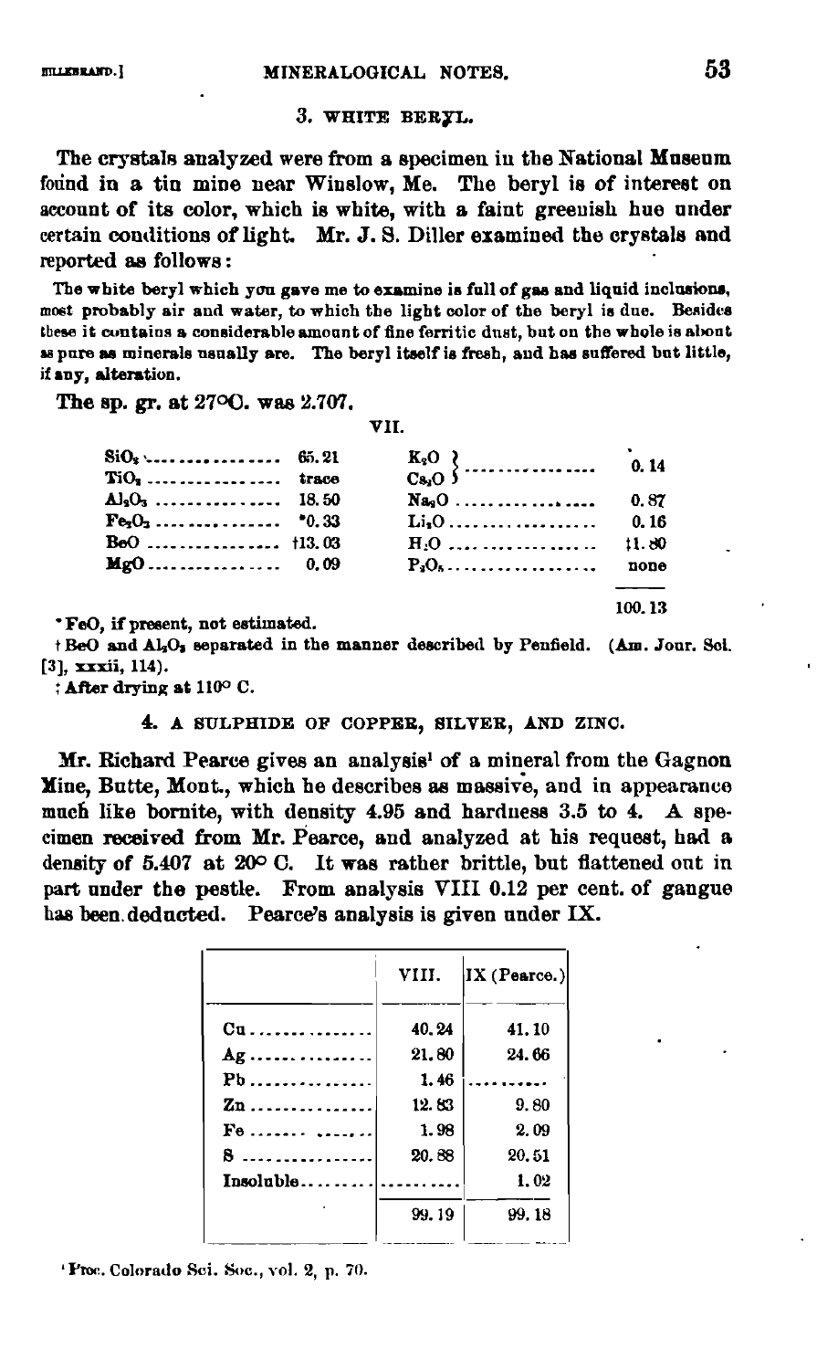### 3. WHITE BERYL.

The crystals analyzed were from a specimen in the National Museum found in a tin mine near Winslow, Me. The beryl is of interest on account of its color, which is white, with a faint greenish hue under certain conditions of light. Mr. J. S. Diller examined the crystals and reported as follows:

The white beryl which you gave me to examine is full of gas and liquid inclusions, most probably air and water, to which the light color of the beryl is due. Besides these it contains a considerable amount of fine ferritic dust, but on the whole is about as pure as minerals usually are. The beryl itself is fresh, and has suffered but little, if any, alteration.

The sp. gr. at 27°C. was 2.707.

VII.

| | | | |
|---|---|---|---|
| $SiO_2$ | 65.21 | $K_2O$ } $Cs_2O$ } | 0.14 |
| $TiO_2$ | trace | $Na_2O$ | 0.87 |
| $Al_2O_3$ | 18.50 | $Li_2O$ | 0.16 |
| $Fe_2O_3$ | *0.33 | $H_2O$ | ‡1.80 |
| BeO | †13.03 | $P_2O_5$ | none |
| MgO | 0.09 | | |
| | | | 100.13 |

*FeO, if present, not estimated.

†BeO and $Al_2O_3$ separated in the manner described by Penfield. (Am. Jour. Sci. [3], xxxii, 114).

‡After drying at 110° C.

### 4. A SULPHIDE OF COPPER, SILVER, AND ZINC.

Mr. Richard Pearce gives an analysis[1] of a mineral from the Gagnon Mine, Butte, Mont., which he describes as massive, and in appearance much like bornite, with density 4.95 and hardness 3.5 to 4. A specimen received from Mr. Pearce, and analyzed at his request, had a density of 5.407 at 20° C. It was rather brittle, but flattened out in part under the pestle. From analysis VIII 0.12 per cent. of gangue has been deducted. Pearce's analysis is given under IX.

| | VIII. | IX (Pearce.) |
|---|---|---|
| Cu | 40.24 | 41.10 |
| Ag | 21.80 | 24.66 |
| Pb | 1.46 | ........ |
| Zn | 12.83 | 9.80 |
| Fe | 1.98 | 2.09 |
| S | 20.88 | 20.51 |
| Insoluble | ........ | 1.02 |
| | 99.19 | 99.18 |

[1] Proc. Colorado Sci. Soc., vol. 2, p. 70.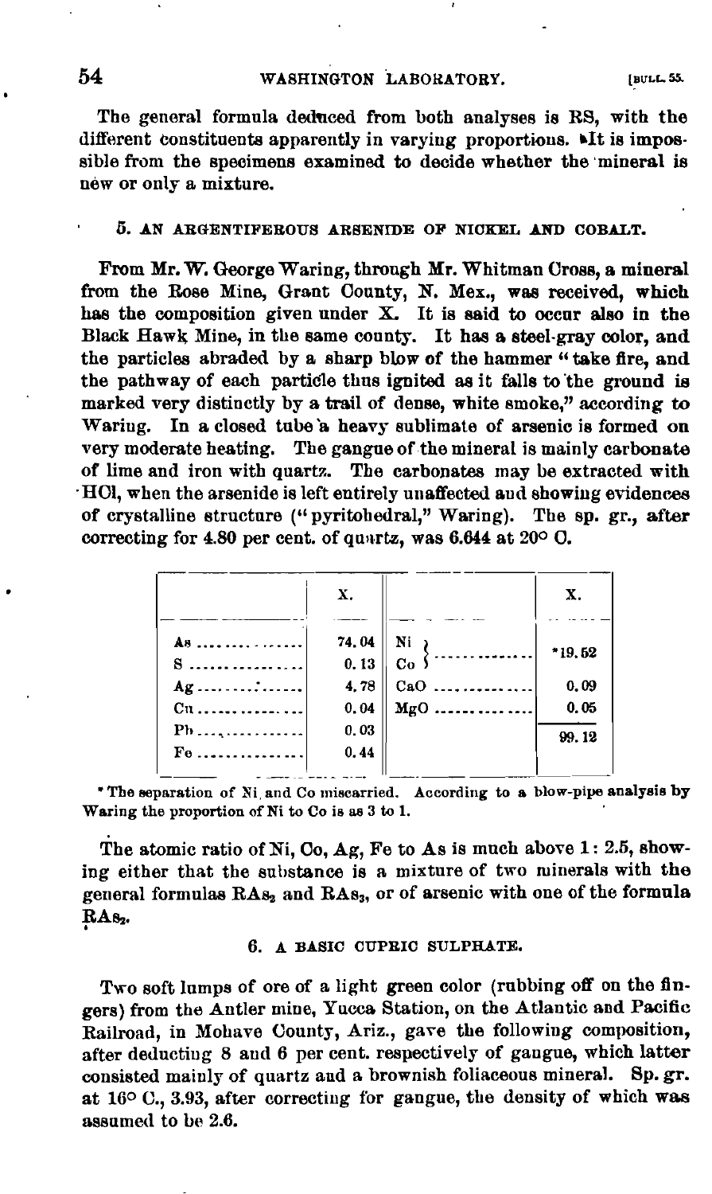The general formula deduced from both analyses is RS, with the different constituents apparently in varying proportions. It is impossible from the specimens examined to decide whether the mineral is new or only a mixture.

### 5. AN ARGENTIFEROUS ARSENIDE OF NICKEL AND COBALT.

From Mr. W. George Waring, through Mr. Whitman Cross, a mineral from the Rose Mine, Grant County, N. Mex., was received, which has the composition given under X. It is said to occur also in the Black Hawk Mine, in the same county. It has a steel-gray color, and the particles abraded by a sharp blow of the hammer "take fire, and the pathway of each particle thus ignited as it falls to the ground is marked very distinctly by a trail of dense, white smoke," according to Waring. In a closed tube a heavy sublimate of arsenic is formed on very moderate heating. The gangue of the mineral is mainly carbonate of lime and iron with quartz. The carbonates may be extracted with HCl, when the arsenide is left entirely unaffected and showing evidences of crystalline structure ("pyritohedral," Waring). The sp. gr., after correcting for 4.80 per cent. of quartz, was 6.644 at 20° C.

| | X. | | X. |
|---|---|---|---|
| As | 74.04 | Ni, Co | *19.52 |
| S | 0.13 | CaO | 0.09 |
| Ag | 4.78 | MgO | 0.05 |
| Cu | 0.04 | | 99.12 |
| Pb | 0.03 | | |
| Fe | 0.44 | | |

\* The separation of Ni and Co miscarried. According to a blow-pipe analysis by Waring the proportion of Ni to Co is as 3 to 1.

The atomic ratio of Ni, Co, Ag, Fe to As is much above 1 : 2.5, showing either that the substance is a mixture of two minerals with the general formulas $RAs_2$ and $RAs_3$, or of arsenic with one of the formula $RAs_2$.

### 6. A BASIC CUPRIC SULPHATE.

Two soft lumps of ore of a light green color (rubbing off on the fingers) from the Antler mine, Yucca Station, on the Atlantic and Pacific Railroad, in Mohave County, Ariz., gave the following composition, after deducting 8 and 6 per cent. respectively of gangue, which latter consisted mainly of quartz and a brownish foliaceous mineral. Sp. gr. at 16° C., 3.93, after correcting for gangue, the density of which was assumed to be 2.6.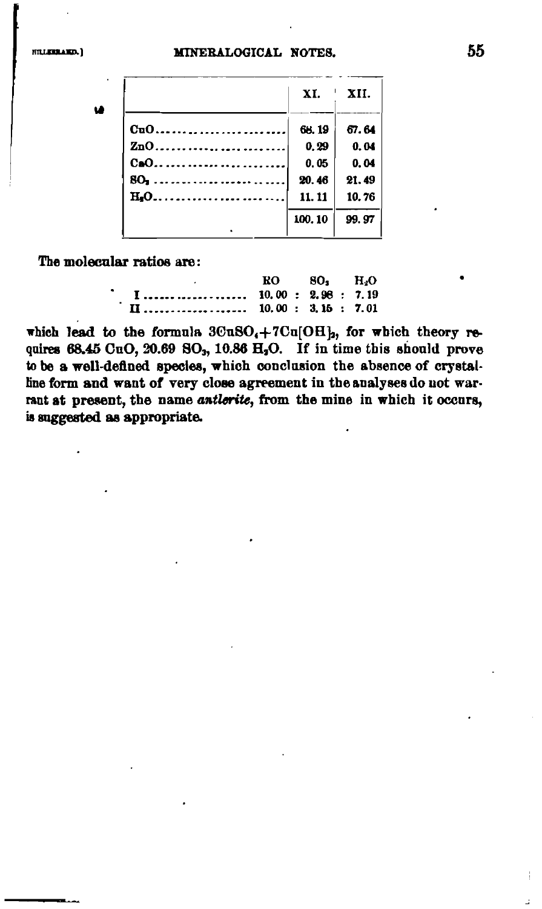| | XI. | XII. |
|---|---|---|
| $CuO$ | 68.19 | 67.64 |
| $ZnO$ | 0.29 | 0.04 |
| $CaO$ | 0.05 | 0.04 |
| $SO_3$ | 20.46 | 21.49 |
| $H_2O$ | 11.11 | 10.76 |
| | 100.10 | 99.97 |

The molecular ratios are:

| | RO | $SO_3$ | $H_2O$ |
|---|---|---|---|
| I | 10.00 : | 2.98 : | 7.19 |
| II | 10.00 : | 3.15 : | 7.01 |

which lead to the formula $3CuSO_4 + 7Cu[OH]_2$, for which theory requires 68.45 CuO, 20.69 $SO_3$, 10.86 $H_2O$. If in time this should prove to be a well-defined species, which conclusion the absence of crystalline form and want of very close agreement in the analyses do not warrant at present, the name *antlerite*, from the mine in which it occurs, is suggested as appropriate.